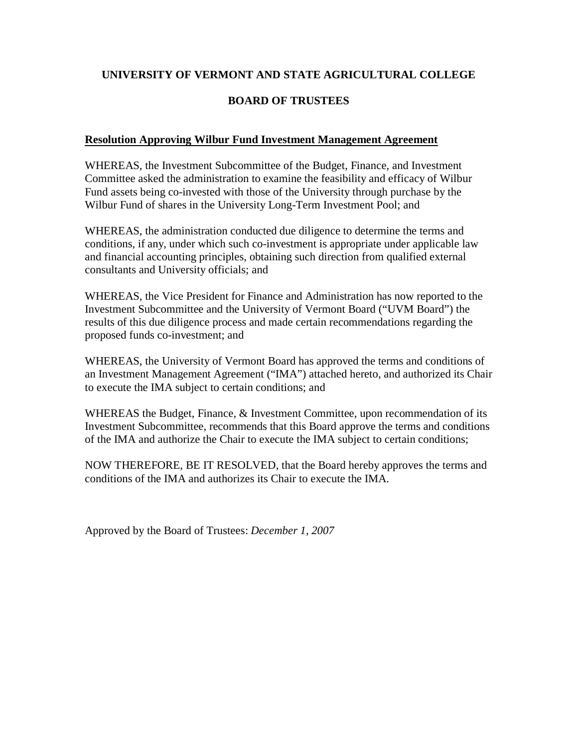**UNIVERSITY OF VERMONT AND STATE AGRICULTURAL COLLEGE**

**BOARD OF TRUSTEES**

**Resolution Approving Wilbur Fund Investment Management Agreement**

WHEREAS, the Investment Subcommittee of the Budget, Finance, and Investment Committee asked the administration to examine the feasibility and efficacy of Wilbur Fund assets being co-invested with those of the University through purchase by the Wilbur Fund of shares in the University Long-Term Investment Pool; and

WHEREAS, the administration conducted due diligence to determine the terms and conditions, if any, under which such co-investment is appropriate under applicable law and financial accounting principles, obtaining such direction from qualified external consultants and University officials; and

WHEREAS, the Vice President for Finance and Administration has now reported to the Investment Subcommittee and the University of Vermont Board ("UVM Board") the results of this due diligence process and made certain recommendations regarding the proposed funds co-investment; and

WHEREAS, the University of Vermont Board has approved the terms and conditions of an Investment Management Agreement ("IMA") attached hereto, and authorized its Chair to execute the IMA subject to certain conditions; and

WHEREAS the Budget, Finance, & Investment Committee, upon recommendation of its Investment Subcommittee, recommends that this Board approve the terms and conditions of the IMA and authorize the Chair to execute the IMA subject to certain conditions;

NOW THEREFORE, BE IT RESOLVED, that the Board hereby approves the terms and conditions of the IMA and authorizes its Chair to execute the IMA.

Approved by the Board of Trustees: *December 1, 2007*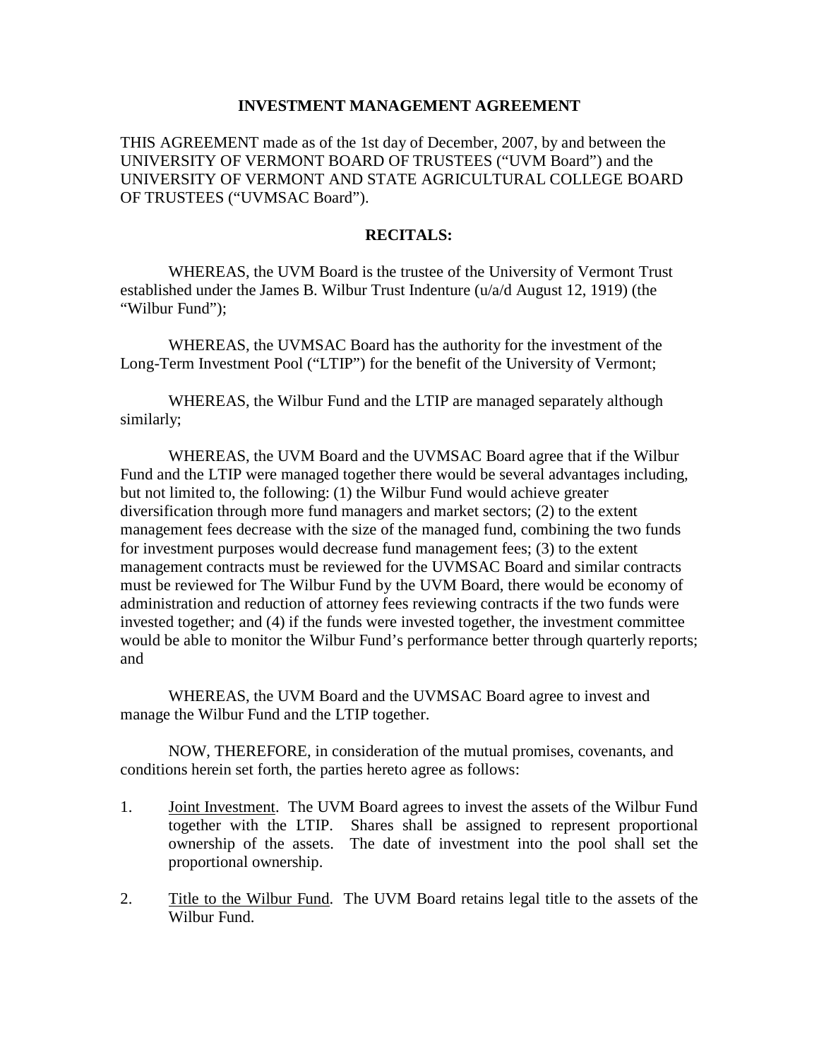**INVESTMENT MANAGEMENT AGREEMENT**

THIS AGREEMENT made as of the 1st day of December, 2007, by and between the UNIVERSITY OF VERMONT BOARD OF TRUSTEES ("UVM Board") and the UNIVERSITY OF VERMONT AND STATE AGRICULTURAL COLLEGE BOARD OF TRUSTEES ("UVMSAC Board").

**RECITALS:**

WHEREAS, the UVM Board is the trustee of the University of Vermont Trust established under the James B. Wilbur Trust Indenture (u/a/d August 12, 1919) (the "Wilbur Fund");

WHEREAS, the UVMSAC Board has the authority for the investment of the Long-Term Investment Pool ("LTIP") for the benefit of the University of Vermont;

WHEREAS, the Wilbur Fund and the LTIP are managed separately although similarly;

WHEREAS, the UVM Board and the UVMSAC Board agree that if the Wilbur Fund and the LTIP were managed together there would be several advantages including, but not limited to, the following: (1) the Wilbur Fund would achieve greater diversification through more fund managers and market sectors; (2) to the extent management fees decrease with the size of the managed fund, combining the two funds for investment purposes would decrease fund management fees; (3) to the extent management contracts must be reviewed for the UVMSAC Board and similar contracts must be reviewed for The Wilbur Fund by the UVM Board, there would be economy of administration and reduction of attorney fees reviewing contracts if the two funds were invested together; and (4) if the funds were invested together, the investment committee would be able to monitor the Wilbur Fund's performance better through quarterly reports; and

WHEREAS, the UVM Board and the UVMSAC Board agree to invest and manage the Wilbur Fund and the LTIP together.

NOW, THEREFORE, in consideration of the mutual promises, covenants, and conditions herein set forth, the parties hereto agree as follows:

1. Joint Investment. The UVM Board agrees to invest the assets of the Wilbur Fund together with the LTIP. Shares shall be assigned to represent proportional ownership of the assets. The date of investment into the pool shall set the proportional ownership.

2. Title to the Wilbur Fund. The UVM Board retains legal title to the assets of the Wilbur Fund.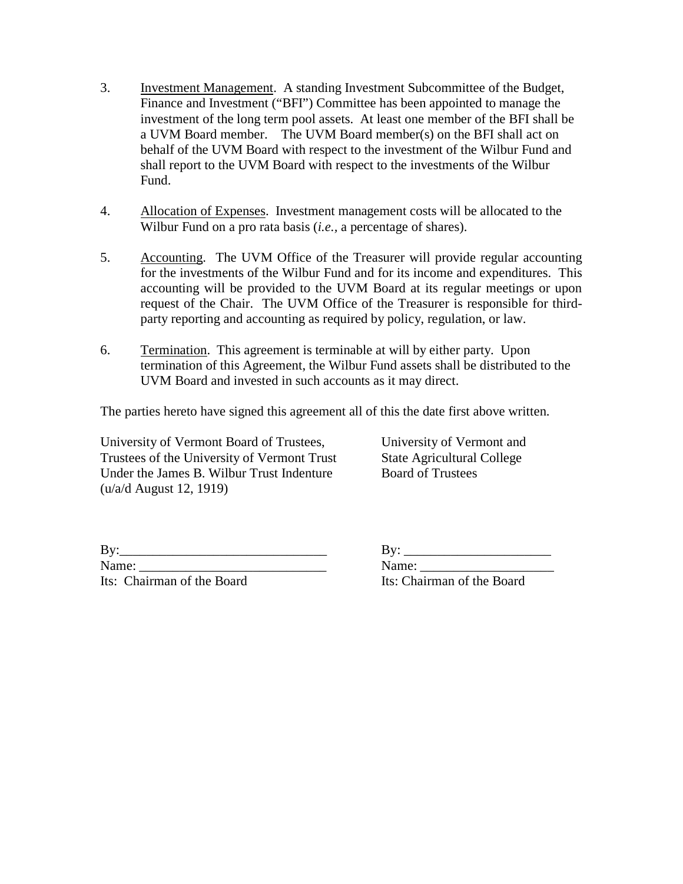3. <u>Investment Management</u>. A standing Investment Subcommittee of the Budget, Finance and Investment ("BFI") Committee has been appointed to manage the investment of the long term pool assets. At least one member of the BFI shall be a UVM Board member. The UVM Board member(s) on the BFI shall act on behalf of the UVM Board with respect to the investment of the Wilbur Fund and shall report to the UVM Board with respect to the investments of the Wilbur Fund.

4. <u>Allocation of Expenses</u>. Investment management costs will be allocated to the Wilbur Fund on a pro rata basis (*i.e.*, a percentage of shares).

5. <u>Accounting</u>. The UVM Office of the Treasurer will provide regular accounting for the investments of the Wilbur Fund and for its income and expenditures. This accounting will be provided to the UVM Board at its regular meetings or upon request of the Chair. The UVM Office of the Treasurer is responsible for third-party reporting and accounting as required by policy, regulation, or law.

6. <u>Termination</u>. This agreement is terminable at will by either party. Upon termination of this Agreement, the Wilbur Fund assets shall be distributed to the UVM Board and invested in such accounts as it may direct.

The parties hereto have signed this agreement all of this the date first above written.

University of Vermont Board of Trustees,
Trustees of the University of Vermont Trust
Under the James B. Wilbur Trust Indenture
(u/a/d August 12, 1919)

By:______________________________
Name: ___________________________
Its: Chairman of the Board

University of Vermont and
State Agricultural College
Board of Trustees

By: _____________________
Name: ___________________
Its: Chairman of the Board